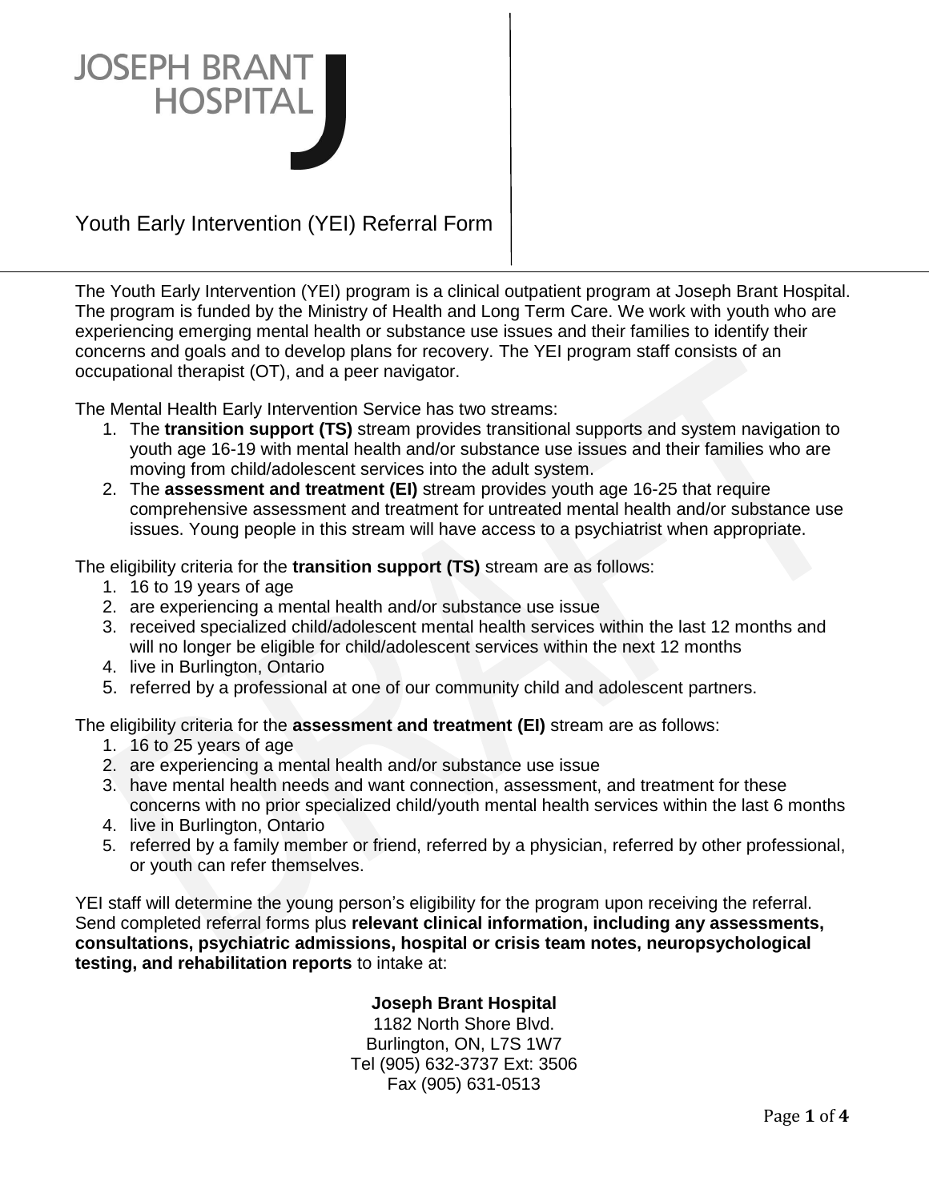# JOSEPH BRANT HOSPITAL

## Youth Early Intervention (YEI) Referral Form

The Youth Early Intervention (YEI) program is a clinical outpatient program at Joseph Brant Hospital. The program is funded by the Ministry of Health and Long Term Care. We work with youth who are experiencing emerging mental health or substance use issues and their families to identify their concerns and goals and to develop plans for recovery. The YEI program staff consists of an occupational therapist (OT), and a peer navigator.

The Mental Health Early Intervention Service has two streams:

1. The **transition support (TS)** stream provides transitional supports and system navigation to youth age 16-19 with mental health and/or substance use issues and their families who are moving from child/adolescent services into the adult system.
2. The **assessment and treatment (EI)** stream provides youth age 16-25 that require comprehensive assessment and treatment for untreated mental health and/or substance use issues. Young people in this stream will have access to a psychiatrist when appropriate.

The eligibility criteria for the **transition support (TS)** stream are as follows:

1. 16 to 19 years of age
2. are experiencing a mental health and/or substance use issue
3. received specialized child/adolescent mental health services within the last 12 months and will no longer be eligible for child/adolescent services within the next 12 months
4. live in Burlington, Ontario
5. referred by a professional at one of our community child and adolescent partners.

The eligibility criteria for the **assessment and treatment (EI)** stream are as follows:

1. 16 to 25 years of age
2. are experiencing a mental health and/or substance use issue
3. have mental health needs and want connection, assessment, and treatment for these concerns with no prior specialized child/youth mental health services within the last 6 months
4. live in Burlington, Ontario
5. referred by a family member or friend, referred by a physician, referred by other professional, or youth can refer themselves.

YEI staff will determine the young person's eligibility for the program upon receiving the referral. Send completed referral forms plus **relevant clinical information, including any assessments, consultations, psychiatric admissions, hospital or crisis team notes, neuropsychological testing, and rehabilitation reports** to intake at:

**Joseph Brant Hospital**
1182 North Shore Blvd.
Burlington, ON, L7S 1W7
Tel (905) 632-3737 Ext: 3506
Fax (905) 631-0513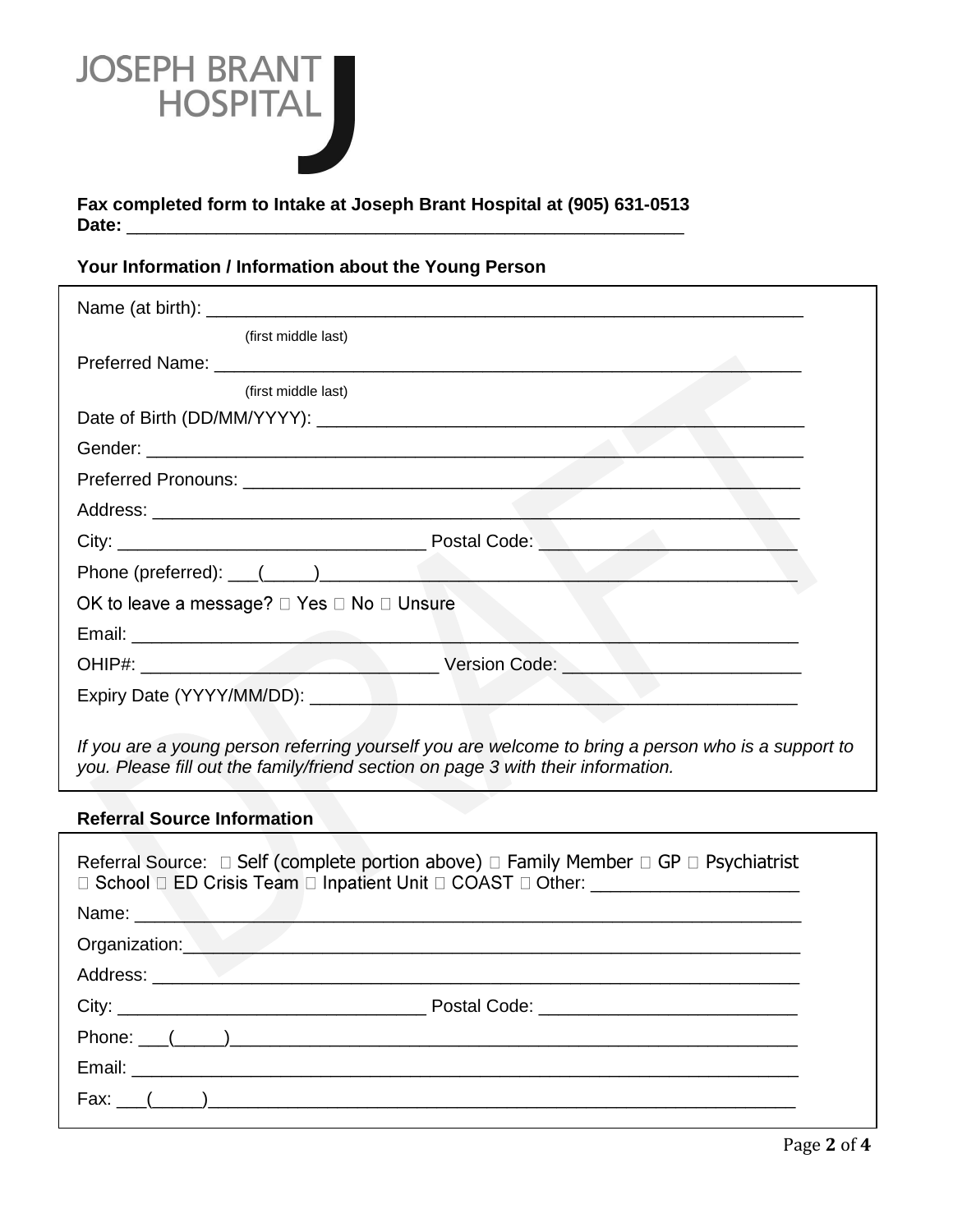JOSEPH BRANT HOSPITAL

**Fax completed form to Intake at Joseph Brant Hospital at (905) 631-0513**
**Date:** ____________________________________________________________

### Your Information / Information about the Young Person

Name (at birth): ______________________________________________________________
(first middle last)

Preferred Name: ______________________________________________________________
(first middle last)

Date of Birth (DD/MM/YYYY): ____________________________________________________

Gender: _____________________________________________________________________

Preferred Pronouns: ___________________________________________________________

Address: ____________________________________________________________________

City: ________________________________ Postal Code: __________________________

Phone (preferred): ___(_____)____________________________________________________

OK to leave a message? ☐ Yes ☐ No ☐ Unsure

Email: _______________________________________________________________________

OHIP#: ______________________________ Version Code: ________________________

Expiry Date (YYYY/MM/DD): _____________________________________________________

*If you are a young person referring yourself you are welcome to bring a person who is a support to you. Please fill out the family/friend section on page 3 with their information.*

### Referral Source Information

Referral Source: ☐ Self (complete portion above) ☐ Family Member ☐ GP ☐ Psychiatrist ☐ School ☐ ED Crisis Team ☐ Inpatient Unit ☐ COAST ☐ Other: _____________________

Name: _______________________________________________________________________

Organization: _________________________________________________________________

Address: _____________________________________________________________________

City: ________________________________ Postal Code: __________________________

Phone: ___(_____)_____________________________________________________________

Email: _______________________________________________________________________

Fax: ___(_____)_______________________________________________________________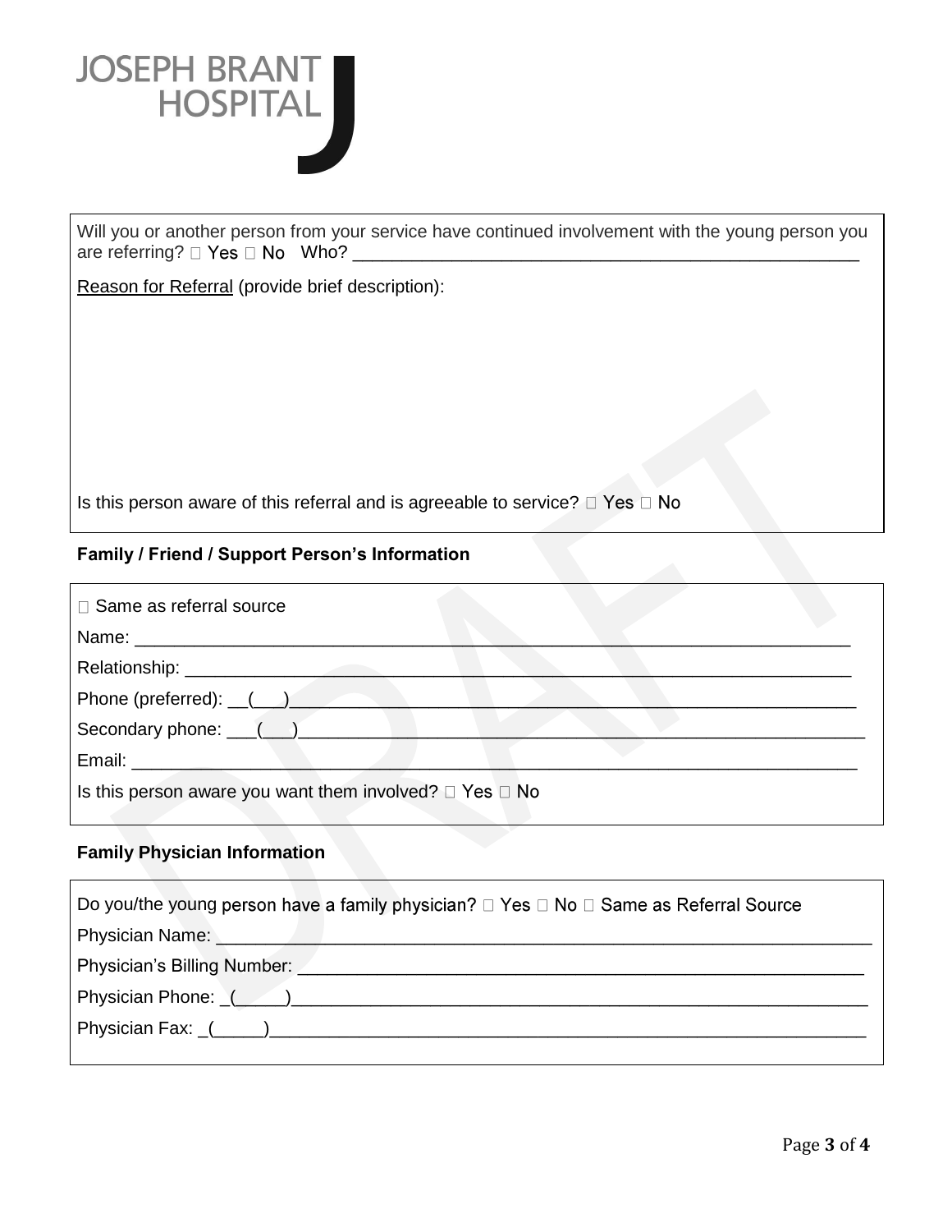**JOSEPH BRANT HOSPITAL**

Will you or another person from your service have continued involvement with the young person you are referring? ☐ Yes ☐ No Who? ____________________________________________________

Reason for Referral (provide brief description):

Is this person aware of this referral and is agreeable to service? ☐ Yes ☐ No

### Family / Friend / Support Person's Information

☐ Same as referral source

Name: ___________________________________________________________________________

Relationship: ______________________________________________________________________

Phone (preferred): __(___)____________________________________________________________

Secondary phone: ___(___)____________________________________________________________

Email: ___________________________________________________________________________

Is this person aware you want them involved? ☐ Yes ☐ No

### Family Physician Information

Do you/the young person have a family physician? ☐ Yes ☐ No ☐ Same as Referral Source

Physician Name: ____________________________________________________________________

Physician's Billing Number: ___________________________________________________________

Physician Phone: _(_____)_____________________________________________________________

Physician Fax: _(_____)_______________________________________________________________

DRAFT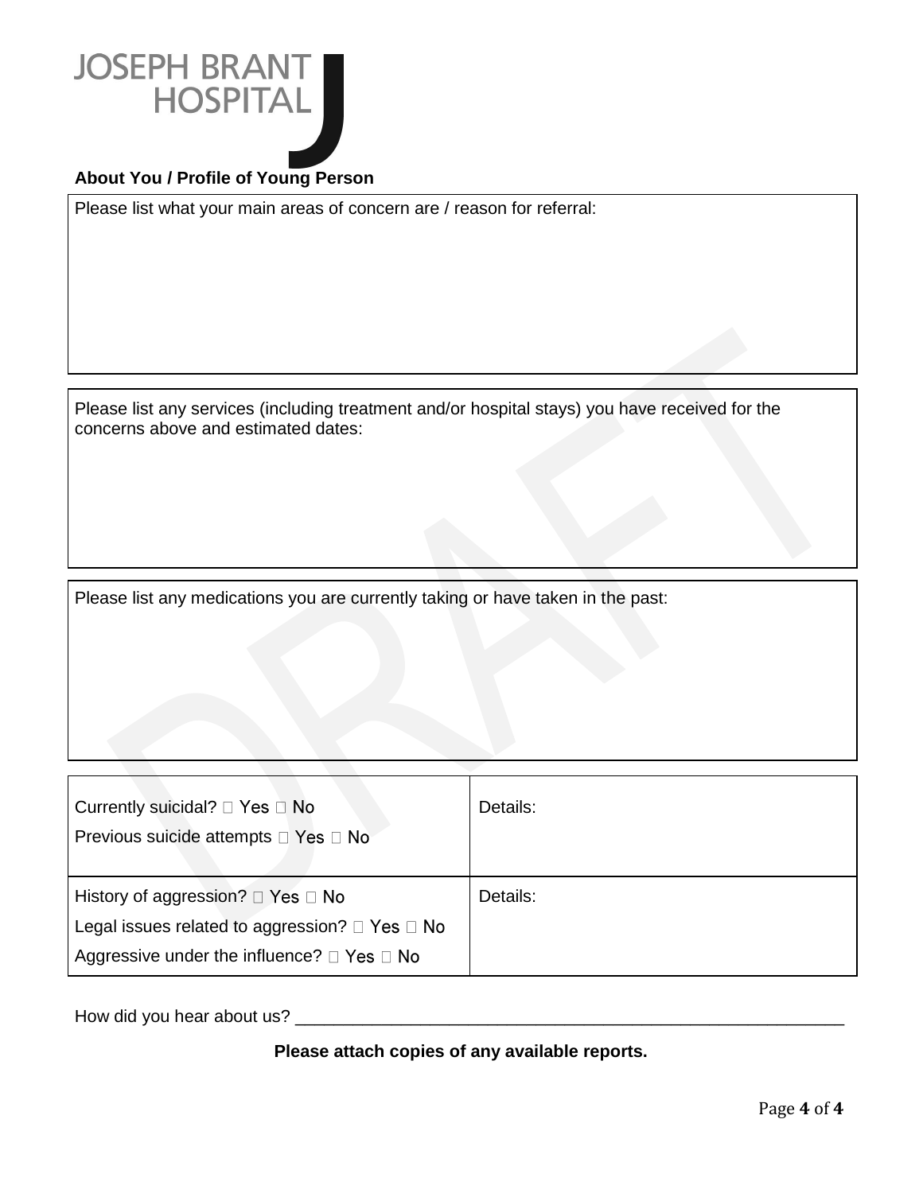JOSEPH BRANT HOSPITAL

**About You / Profile of Young Person**

| |
|---|
| Please list what your main areas of concern are / reason for referral: |

| |
|---|
| Please list any services (including treatment and/or hospital stays) you have received for the concerns above and estimated dates: |

| |
|---|
| Please list any medications you are currently taking or have taken in the past: |

| | |
|---|---|
| Currently suicidal? ☐ Yes ☐ No<br>Previous suicide attempts ☐ Yes ☐ No | Details: |
| History of aggression? ☐ Yes ☐ No<br>Legal issues related to aggression? ☐ Yes ☐ No<br>Aggressive under the influence? ☐ Yes ☐ No | Details: |

How did you hear about us? ___________________________________________________________

**Please attach copies of any available reports.**